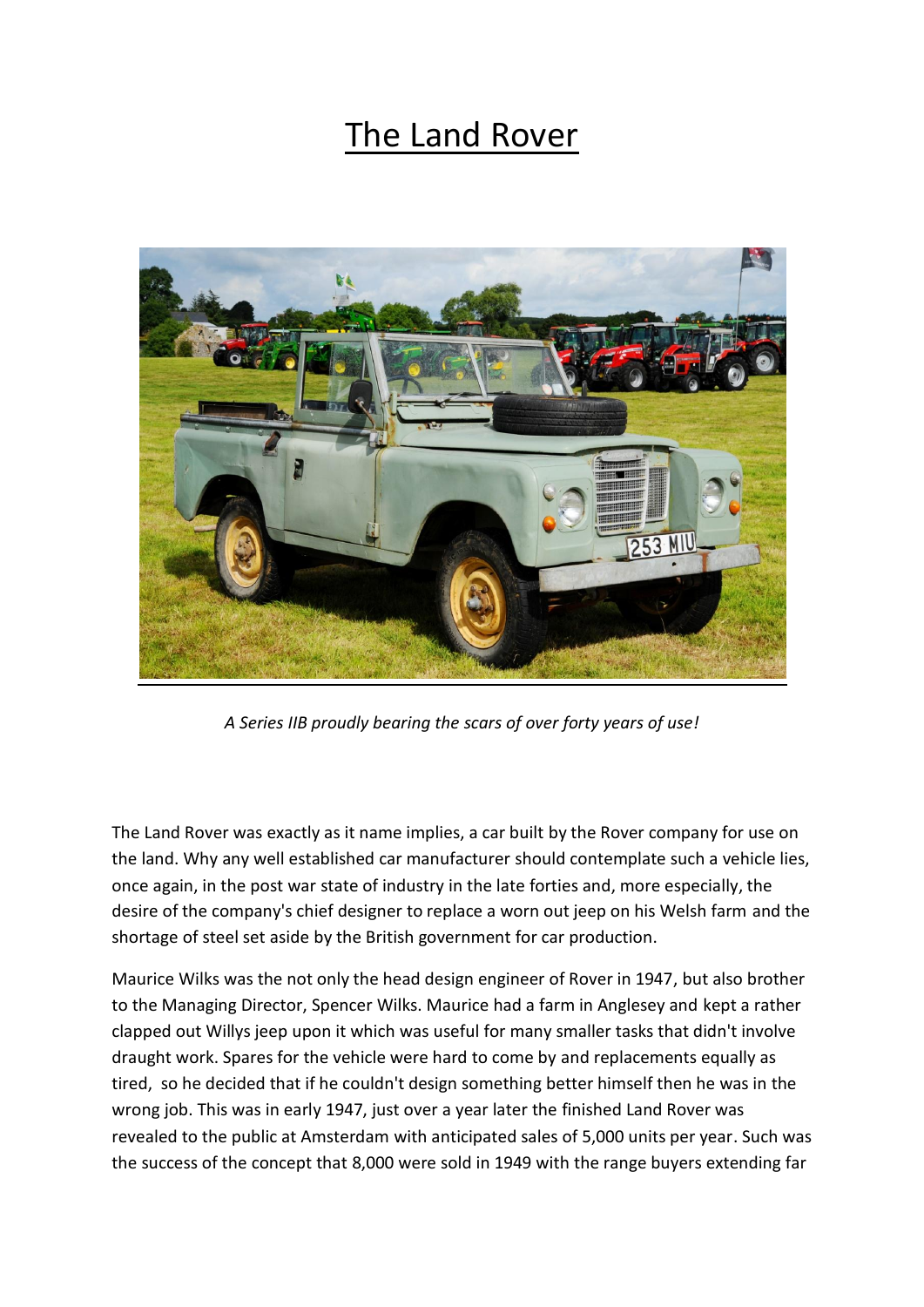# The Land Rover

*A Series IIB proudly bearing the scars of over forty years of use!*

The Land Rover was exactly as it name implies, a car built by the Rover company for use on the land. Why any well established car manufacturer should contemplate such a vehicle lies, once again, in the post war state of industry in the late forties and, more especially, the desire of the company's chief designer to replace a worn out jeep on his Welsh farm and the shortage of steel set aside by the British government for car production.

Maurice Wilks was the not only the head design engineer of Rover in 1947, but also brother to the Managing Director, Spencer Wilks. Maurice had a farm in Anglesey and kept a rather clapped out Willys jeep upon it which was useful for many smaller tasks that didn't involve draught work. Spares for the vehicle were hard to come by and replacements equally as tired, so he decided that if he couldn't design something better himself then he was in the wrong job. This was in early 1947, just over a year later the finished Land Rover was revealed to the public at Amsterdam with anticipated sales of 5,000 units per year. Such was the success of the concept that 8,000 were sold in 1949 with the range buyers extending far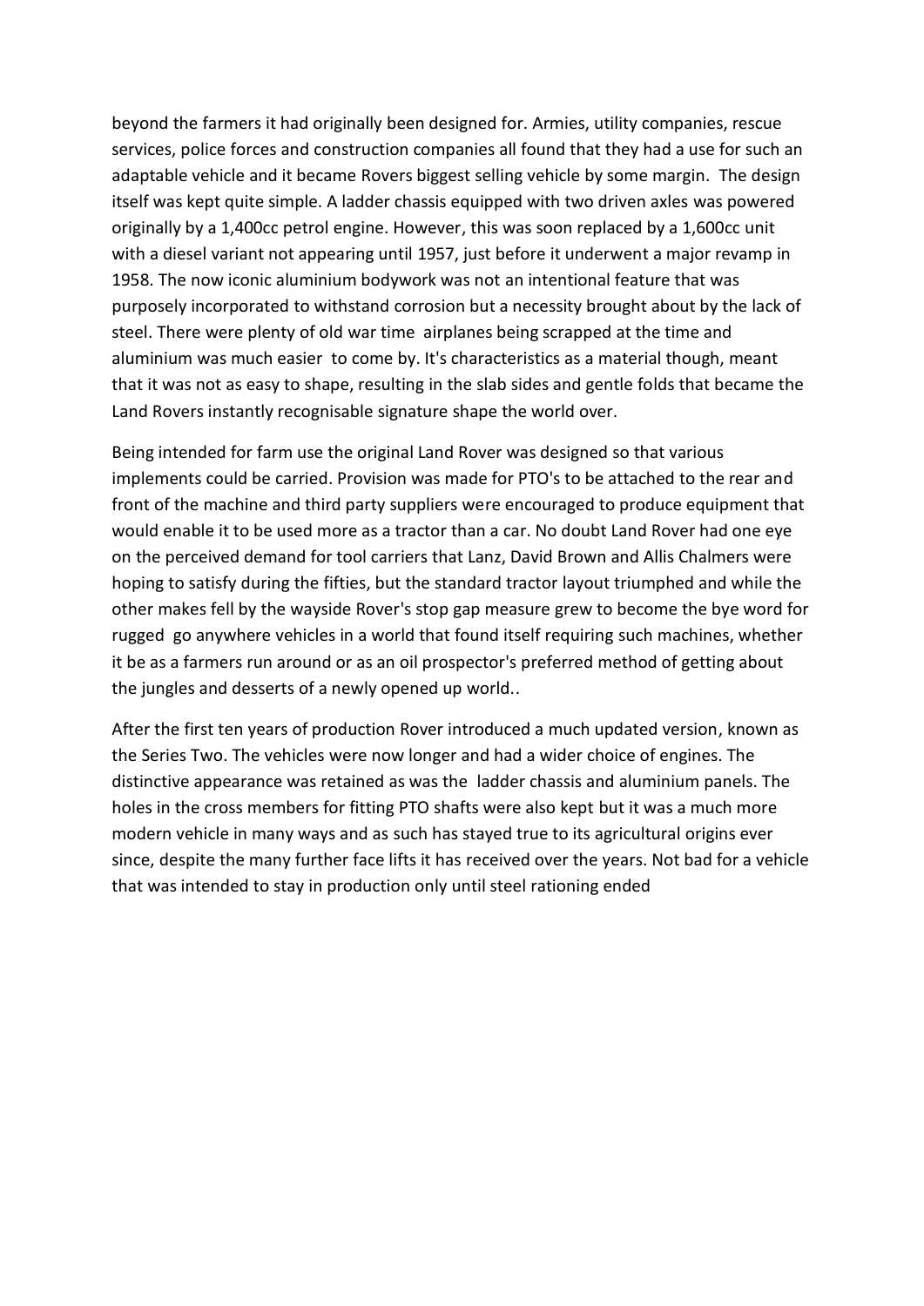beyond the farmers it had originally been designed for. Armies, utility companies, rescue services, police forces and construction companies all found that they had a use for such an adaptable vehicle and it became Rovers biggest selling vehicle by some margin. The design itself was kept quite simple. A ladder chassis equipped with two driven axles was powered originally by a 1,400cc petrol engine. However, this was soon replaced by a 1,600cc unit with a diesel variant not appearing until 1957, just before it underwent a major revamp in 1958. The now iconic aluminium bodywork was not an intentional feature that was purposely incorporated to withstand corrosion but a necessity brought about by the lack of steel. There were plenty of old war time airplanes being scrapped at the time and aluminium was much easier to come by. It's characteristics as a material though, meant that it was not as easy to shape, resulting in the slab sides and gentle folds that became the Land Rovers instantly recognisable signature shape the world over.

Being intended for farm use the original Land Rover was designed so that various implements could be carried. Provision was made for PTO's to be attached to the rear and front of the machine and third party suppliers were encouraged to produce equipment that would enable it to be used more as a tractor than a car. No doubt Land Rover had one eye on the perceived demand for tool carriers that Lanz, David Brown and Allis Chalmers were hoping to satisfy during the fifties, but the standard tractor layout triumphed and while the other makes fell by the wayside Rover's stop gap measure grew to become the bye word for rugged go anywhere vehicles in a world that found itself requiring such machines, whether it be as a farmers run around or as an oil prospector's preferred method of getting about the jungles and desserts of a newly opened up world..

After the first ten years of production Rover introduced a much updated version, known as the Series Two. The vehicles were now longer and had a wider choice of engines. The distinctive appearance was retained as was the ladder chassis and aluminium panels. The holes in the cross members for fitting PTO shafts were also kept but it was a much more modern vehicle in many ways and as such has stayed true to its agricultural origins ever since, despite the many further face lifts it has received over the years. Not bad for a vehicle that was intended to stay in production only until steel rationing ended